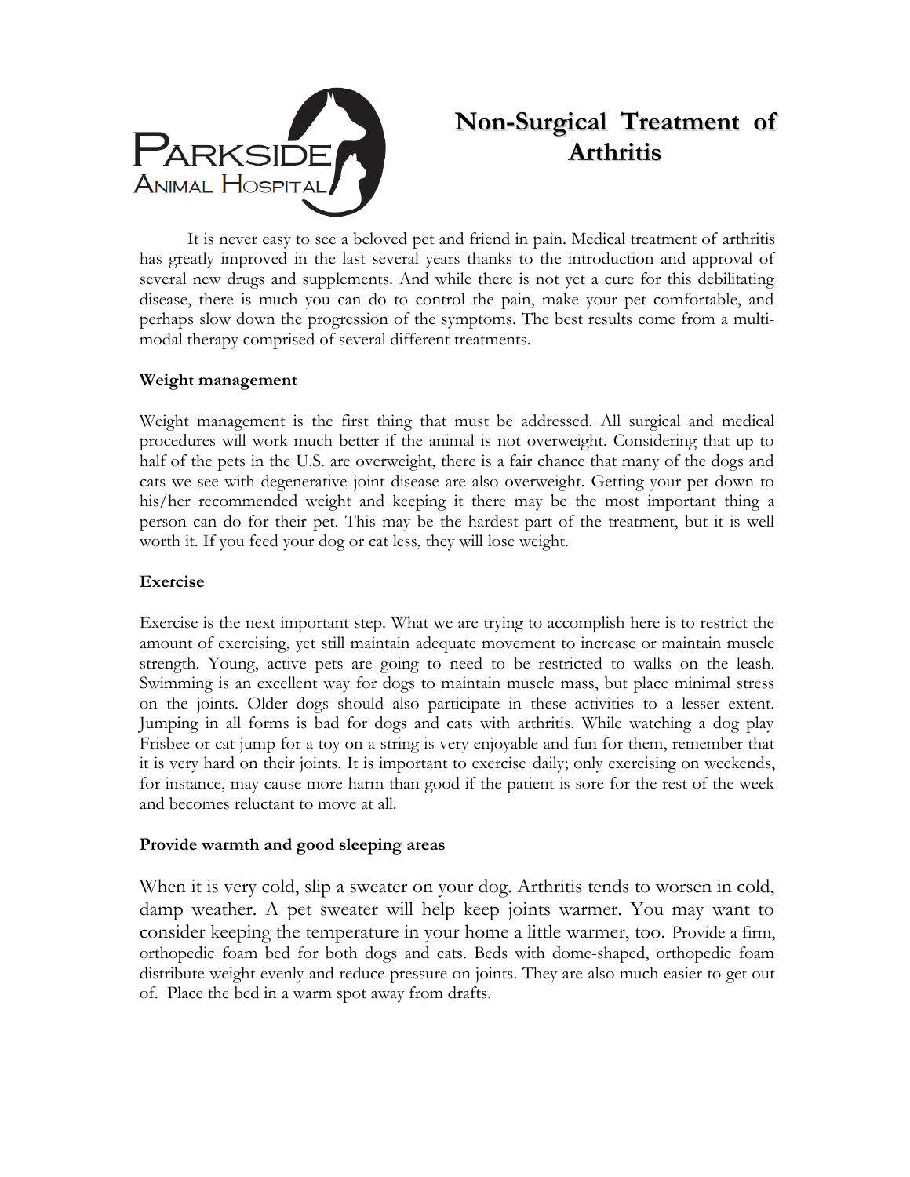Parkside Animal Hospital

# Non-Surgical Treatment of Arthritis

It is never easy to see a beloved pet and friend in pain. Medical treatment of arthritis has greatly improved in the last several years thanks to the introduction and approval of several new drugs and supplements. And while there is not yet a cure for this debilitating disease, there is much you can do to control the pain, make your pet comfortable, and perhaps slow down the progression of the symptoms. The best results come from a multi-modal therapy comprised of several different treatments.

**Weight management**

Weight management is the first thing that must be addressed. All surgical and medical procedures will work much better if the animal is not overweight. Considering that up to half of the pets in the U.S. are overweight, there is a fair chance that many of the dogs and cats we see with degenerative joint disease are also overweight. Getting your pet down to his/her recommended weight and keeping it there may be the most important thing a person can do for their pet. This may be the hardest part of the treatment, but it is well worth it. If you feed your dog or cat less, they will lose weight.

**Exercise**

Exercise is the next important step. What we are trying to accomplish here is to restrict the amount of exercising, yet still maintain adequate movement to increase or maintain muscle strength. Young, active pets are going to need to be restricted to walks on the leash. Swimming is an excellent way for dogs to maintain muscle mass, but place minimal stress on the joints. Older dogs should also participate in these activities to a lesser extent. Jumping in all forms is bad for dogs and cats with arthritis. While watching a dog play Frisbee or cat jump for a toy on a string is very enjoyable and fun for them, remember that it is very hard on their joints. It is important to exercise daily; only exercising on weekends, for instance, may cause more harm than good if the patient is sore for the rest of the week and becomes reluctant to move at all.

**Provide warmth and good sleeping areas**

When it is very cold, slip a sweater on your dog. Arthritis tends to worsen in cold, damp weather. A pet sweater will help keep joints warmer. You may want to consider keeping the temperature in your home a little warmer, too. Provide a firm, orthopedic foam bed for both dogs and cats. Beds with dome-shaped, orthopedic foam distribute weight evenly and reduce pressure on joints. They are also much easier to get out of. Place the bed in a warm spot away from drafts.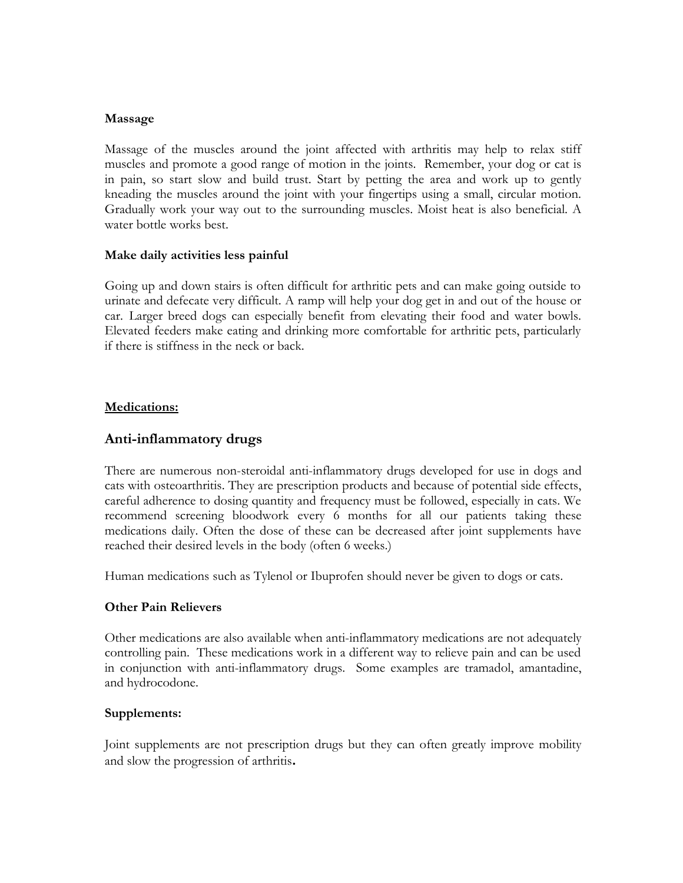**Massage**

Massage of the muscles around the joint affected with arthritis may help to relax stiff muscles and promote a good range of motion in the joints. Remember, your dog or cat is in pain, so start slow and build trust. Start by petting the area and work up to gently kneading the muscles around the joint with your fingertips using a small, circular motion. Gradually work your way out to the surrounding muscles. Moist heat is also beneficial. A water bottle works best.

**Make daily activities less painful**

Going up and down stairs is often difficult for arthritic pets and can make going outside to urinate and defecate very difficult. A ramp will help your dog get in and out of the house or car. Larger breed dogs can especially benefit from elevating their food and water bowls. Elevated feeders make eating and drinking more comfortable for arthritic pets, particularly if there is stiffness in the neck or back.

**Medications:**

## Anti-inflammatory drugs

There are numerous non-steroidal anti-inflammatory drugs developed for use in dogs and cats with osteoarthritis. They are prescription products and because of potential side effects, careful adherence to dosing quantity and frequency must be followed, especially in cats. We recommend screening bloodwork every 6 months for all our patients taking these medications daily. Often the dose of these can be decreased after joint supplements have reached their desired levels in the body (often 6 weeks.)

Human medications such as Tylenol or Ibuprofen should never be given to dogs or cats.

**Other Pain Relievers**

Other medications are also available when anti-inflammatory medications are not adequately controlling pain. These medications work in a different way to relieve pain and can be used in conjunction with anti-inflammatory drugs. Some examples are tramadol, amantadine, and hydrocodone.

**Supplements:**

Joint supplements are not prescription drugs but they can often greatly improve mobility and slow the progression of arthritis**.**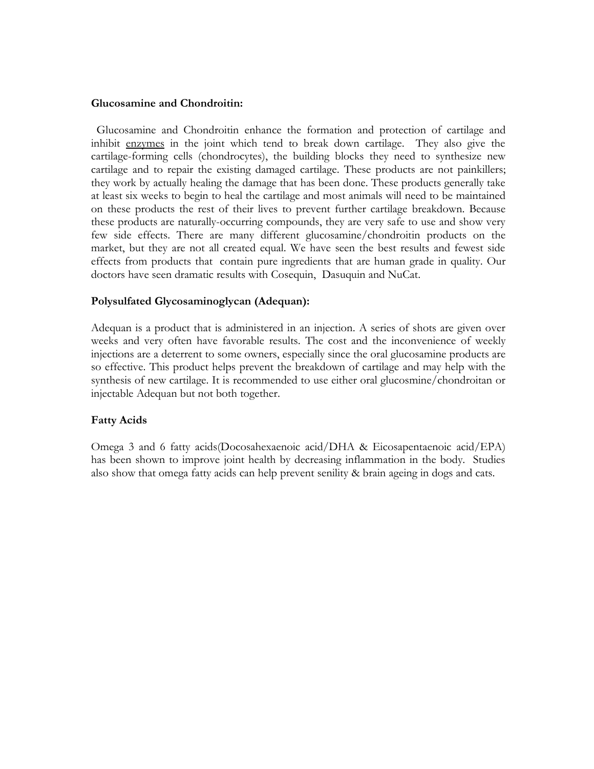**Glucosamine and Chondroitin:**

Glucosamine and Chondroitin enhance the formation and protection of cartilage and inhibit enzymes in the joint which tend to break down cartilage. They also give the cartilage-forming cells (chondrocytes), the building blocks they need to synthesize new cartilage and to repair the existing damaged cartilage. These products are not painkillers; they work by actually healing the damage that has been done. These products generally take at least six weeks to begin to heal the cartilage and most animals will need to be maintained on these products the rest of their lives to prevent further cartilage breakdown. Because these products are naturally-occurring compounds, they are very safe to use and show very few side effects. There are many different glucosamine/chondroitin products on the market, but they are not all created equal. We have seen the best results and fewest side effects from products that contain pure ingredients that are human grade in quality. Our doctors have seen dramatic results with Cosequin, Dasuquin and NuCat.

**Polysulfated Glycosaminoglycan (Adequan):**

Adequan is a product that is administered in an injection. A series of shots are given over weeks and very often have favorable results. The cost and the inconvenience of weekly injections are a deterrent to some owners, especially since the oral glucosamine products are so effective. This product helps prevent the breakdown of cartilage and may help with the synthesis of new cartilage. It is recommended to use either oral glucosmine/chondroitan or injectable Adequan but not both together.

**Fatty Acids**

Omega 3 and 6 fatty acids(Docosahexaenoic acid/DHA & Eicosapentaenoic acid/EPA) has been shown to improve joint health by decreasing inflammation in the body. Studies also show that omega fatty acids can help prevent senility & brain ageing in dogs and cats.